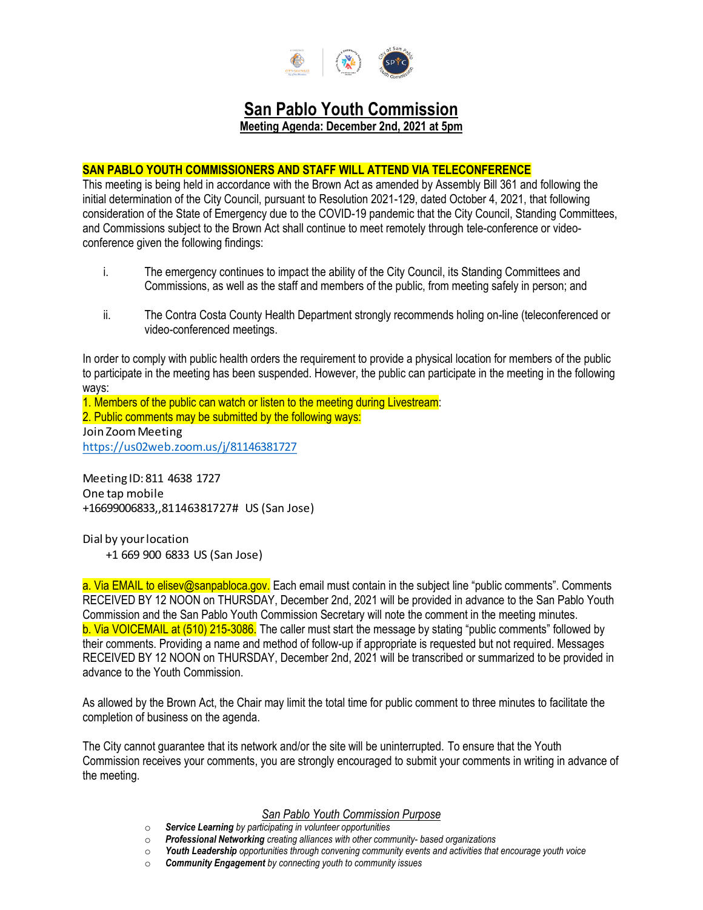# San Pablo Youth Commission

**Meeting Agenda: December 2nd, 2021 at 5pm**

**SAN PABLO YOUTH COMMISSIONERS AND STAFF WILL ATTEND VIA TELECONFERENCE**

This meeting is being held in accordance with the Brown Act as amended by Assembly Bill 361 and following the initial determination of the City Council, pursuant to Resolution 2021-129, dated October 4, 2021, that following consideration of the State of Emergency due to the COVID-19 pandemic that the City Council, Standing Committees, and Commissions subject to the Brown Act shall continue to meet remotely through tele-conference or video-conference given the following findings:

i. The emergency continues to impact the ability of the City Council, its Standing Committees and Commissions, as well as the staff and members of the public, from meeting safely in person; and

ii. The Contra Costa County Health Department strongly recommends holing on-line (teleconferenced or video-conferenced meetings.

In order to comply with public health orders the requirement to provide a physical location for members of the public to participate in the meeting has been suspended. However, the public can participate in the meeting in the following ways:

1. Members of the public can watch or listen to the meeting during Livestream:
2. Public comments may be submitted by the following ways:

Join Zoom Meeting
https://us02web.zoom.us/j/81146381727

Meeting ID: 811 4638 1727
One tap mobile
+16699006833,,81146381727# US (San Jose)

Dial by your location
+1 669 900 6833 US (San Jose)

a. Via EMAIL to elisev@sanpabloca.gov. Each email must contain in the subject line "public comments". Comments RECEIVED BY 12 NOON on THURSDAY, December 2nd, 2021 will be provided in advance to the San Pablo Youth Commission and the San Pablo Youth Commission Secretary will note the comment in the meeting minutes.
b. Via VOICEMAIL at (510) 215-3086. The caller must start the message by stating "public comments" followed by their comments. Providing a name and method of follow-up if appropriate is requested but not required. Messages RECEIVED BY 12 NOON on THURSDAY, December 2nd, 2021 will be transcribed or summarized to be provided in advance to the Youth Commission.

As allowed by the Brown Act, the Chair may limit the total time for public comment to three minutes to facilitate the completion of business on the agenda.

The City cannot guarantee that its network and/or the site will be uninterrupted. To ensure that the Youth Commission receives your comments, you are strongly encouraged to submit your comments in writing in advance of the meeting.

*San Pablo Youth Commission Purpose*

- ***Service Learning*** *by participating in volunteer opportunities*
- ***Professional Networking*** *creating alliances with other community- based organizations*
- ***Youth Leadership*** *opportunities through convening community events and activities that encourage youth voice*
- ***Community Engagement*** *by connecting youth to community issues*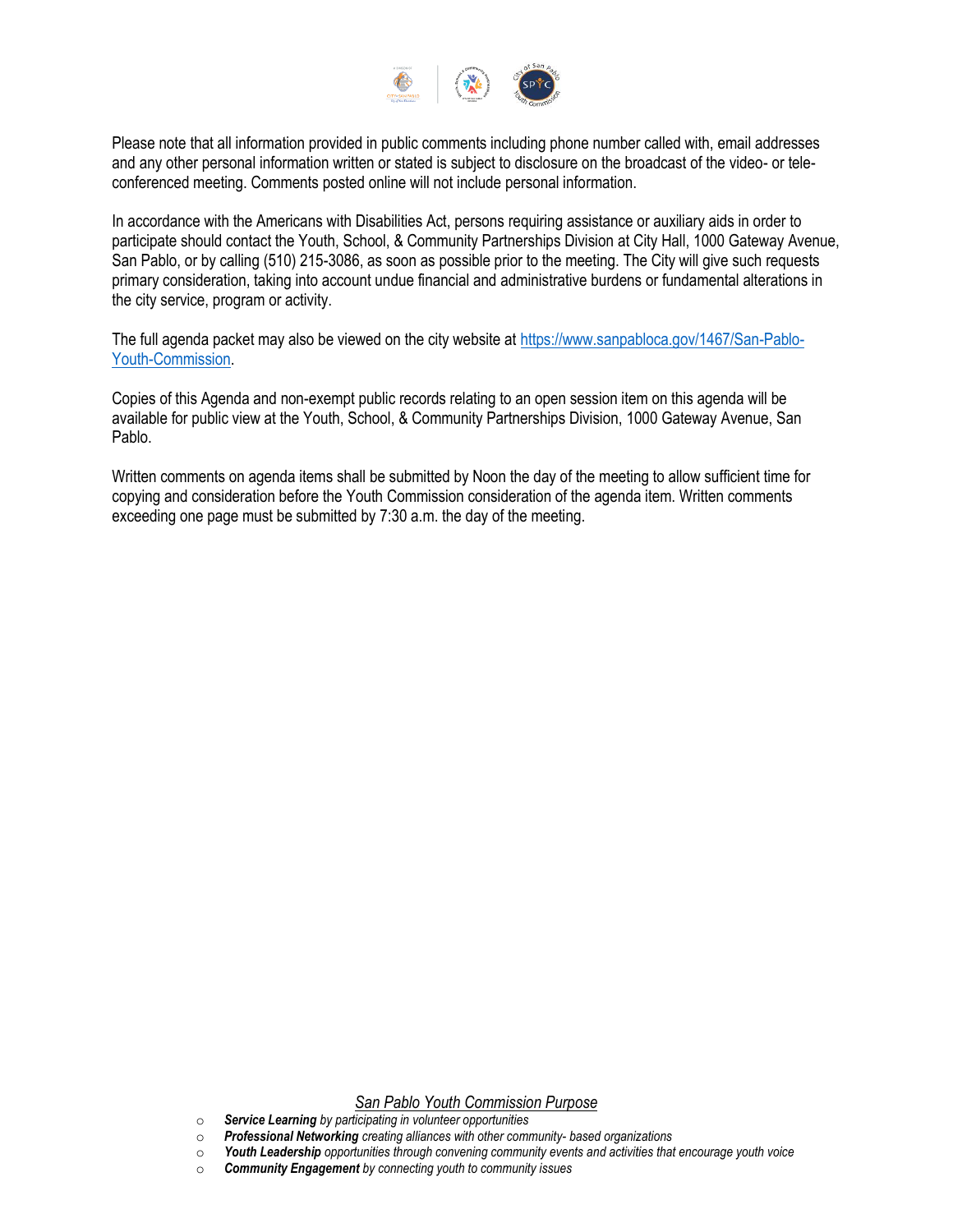Please note that all information provided in public comments including phone number called with, email addresses and any other personal information written or stated is subject to disclosure on the broadcast of the video- or tele-conferenced meeting. Comments posted online will not include personal information.

In accordance with the Americans with Disabilities Act, persons requiring assistance or auxiliary aids in order to participate should contact the Youth, School, & Community Partnerships Division at City Hall, 1000 Gateway Avenue, San Pablo, or by calling (510) 215-3086, as soon as possible prior to the meeting. The City will give such requests primary consideration, taking into account undue financial and administrative burdens or fundamental alterations in the city service, program or activity.

The full agenda packet may also be viewed on the city website at [https://www.sanpabloca.gov/1467/San-Pablo-Youth-Commission](https://www.sanpabloca.gov/1467/San-Pablo-Youth-Commission).

Copies of this Agenda and non-exempt public records relating to an open session item on this agenda will be available for public view at the Youth, School, & Community Partnerships Division, 1000 Gateway Avenue, San Pablo.

Written comments on agenda items shall be submitted by Noon the day of the meeting to allow sufficient time for copying and consideration before the Youth Commission consideration of the agenda item. Written comments exceeding one page must be submitted by 7:30 a.m. the day of the meeting.

*San Pablo Youth Commission Purpose*

- ***Service Learning*** *by participating in volunteer opportunities*
- ***Professional Networking*** *creating alliances with other community- based organizations*
- ***Youth Leadership*** *opportunities through convening community events and activities that encourage youth voice*
- ***Community Engagement*** *by connecting youth to community issues*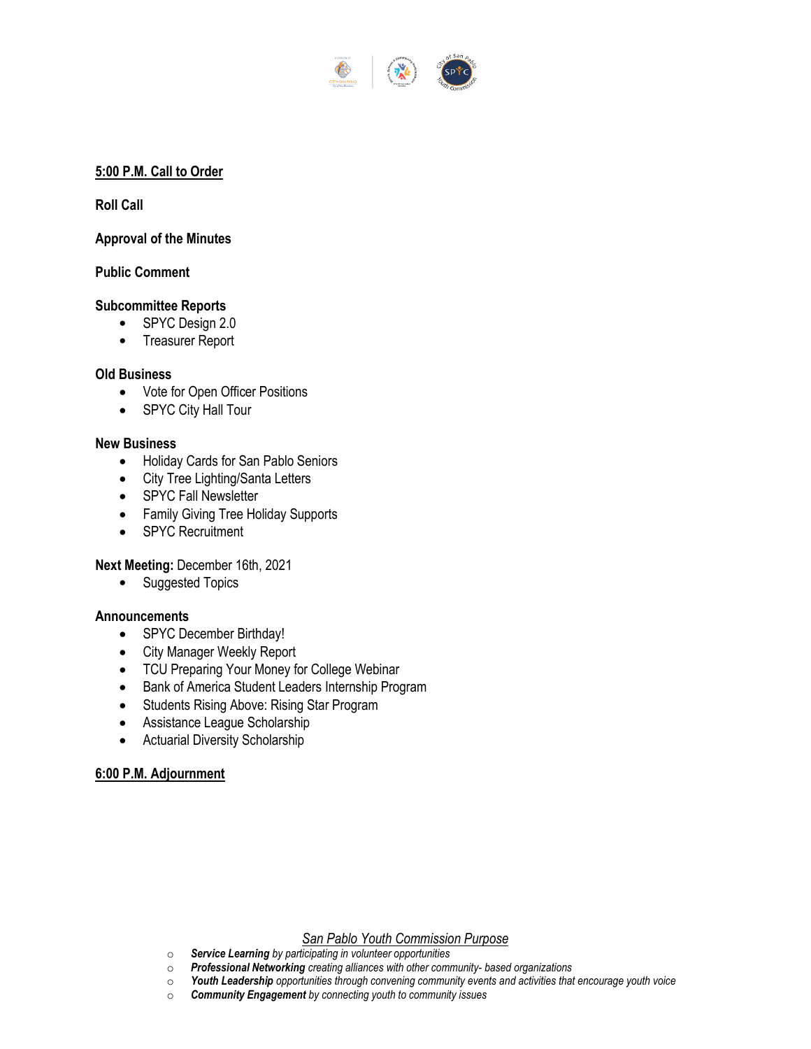**5:00 P.M. Call to Order**

**Roll Call**

**Approval of the Minutes**

**Public Comment**

**Subcommittee Reports**

- SPYC Design 2.0
- Treasurer Report

**Old Business**

- Vote for Open Officer Positions
- SPYC City Hall Tour

**New Business**

- Holiday Cards for San Pablo Seniors
- City Tree Lighting/Santa Letters
- SPYC Fall Newsletter
- Family Giving Tree Holiday Supports
- SPYC Recruitment

**Next Meeting:** December 16th, 2021

- Suggested Topics

**Announcements**

- SPYC December Birthday!
- City Manager Weekly Report
- TCU Preparing Your Money for College Webinar
- Bank of America Student Leaders Internship Program
- Students Rising Above: Rising Star Program
- Assistance League Scholarship
- Actuarial Diversity Scholarship

**6:00 P.M. Adjournment**

*San Pablo Youth Commission Purpose*

- ***Service Learning*** *by participating in volunteer opportunities*
- ***Professional Networking*** *creating alliances with other community- based organizations*
- ***Youth Leadership*** *opportunities through convening community events and activities that encourage youth voice*
- ***Community Engagement*** *by connecting youth to community issues*